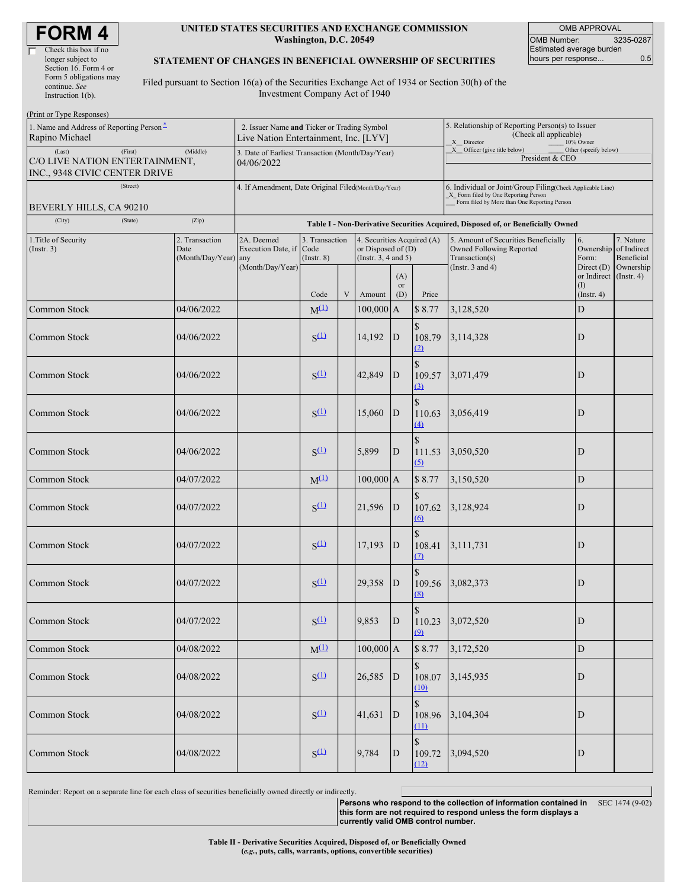# FORM 4

☐ Check this box if no longer subject to Section 16. Form 4 or Form 5 obligations may continue. *See* Instruction 1(b).

**UNITED STATES SECURITIES AND EXCHANGE COMMISSION**
**Washington, D.C. 20549**

**STATEMENT OF CHANGES IN BENEFICIAL OWNERSHIP OF SECURITIES**

Filed pursuant to Section 16(a) of the Securities Exchange Act of 1934 or Section 30(h) of the Investment Company Act of 1940

| OMB APPROVAL | |
|---|---|
| OMB Number: | 3235-0287 |
| Estimated average burden hours per response... | 0.5 |

(Print or Type Responses)

| 1. Name and Address of Reporting Person* | 2. Issuer Name **and** Ticker or Trading Symbol | 5. Relationship of Reporting Person(s) to Issuer (Check all applicable) |
|---|---|---|
| Rapino Michael | Live Nation Entertainment, Inc. [LYV] | _X_ Director ___ 10% Owner |
| (Last) (First) (Middle) C/O LIVE NATION ENTERTAINMENT, INC., 9348 CIVIC CENTER DRIVE | 3. Date of Earliest Transaction (Month/Day/Year) 04/06/2022 | _X_ Officer (give title below) ___ Other (specify below) President & CEO |
| (Street) BEVERLY HILLS, CA 90210 | 4. If Amendment, Date Original Filed (Month/Day/Year) | 6. Individual or Joint/Group Filing (Check Applicable Line) _X_ Form filed by One Reporting Person ___ Form filed by More than One Reporting Person |
| (City) (State) (Zip) | | |

**Table I - Non-Derivative Securities Acquired, Disposed of, or Beneficially Owned**

| 1.Title of Security (Instr. 3) | 2. Transaction Date (Month/Day/Year) | 2A. Deemed Execution Date, if any (Month/Day/Year) | 3. Transaction Code (Instr. 8) | | 4. Securities Acquired (A) or Disposed of (D) (Instr. 3, 4 and 5) | | | 5. Amount of Securities Beneficially Owned Following Reported Transaction(s) (Instr. 3 and 4) | 6. Ownership Form: Direct (D) or Indirect (I) (Instr. 4) | 7. Nature of Indirect Beneficial Ownership (Instr. 4) |
|---|---|---|---|---|---|---|---|---|---|---|
| | | | Code | V | Amount | (A) or (D) | Price | | | |
| Common Stock | 04/06/2022 | | M[(1)] | | 100,000 | A | $ 8.77 | 3,128,520 | D | |
| Common Stock | 04/06/2022 | | S[(1)] | | 14,192 | D | $ 108.79 [(2)] | 3,114,328 | D | |
| Common Stock | 04/06/2022 | | S[(1)] | | 42,849 | D | $ 109.57 [(3)] | 3,071,479 | D | |
| Common Stock | 04/06/2022 | | S[(1)] | | 15,060 | D | $ 110.63 [(4)] | 3,056,419 | D | |
| Common Stock | 04/06/2022 | | S[(1)] | | 5,899 | D | $ 111.53 [(5)] | 3,050,520 | D | |
| Common Stock | 04/07/2022 | | M[(1)] | | 100,000 | A | $ 8.77 | 3,150,520 | D | |
| Common Stock | 04/07/2022 | | S[(1)] | | 21,596 | D | $ 107.62 [(6)] | 3,128,924 | D | |
| Common Stock | 04/07/2022 | | S[(1)] | | 17,193 | D | $ 108.41 [(7)] | 3,111,731 | D | |
| Common Stock | 04/07/2022 | | S[(1)] | | 29,358 | D | $ 109.56 [(8)] | 3,082,373 | D | |
| Common Stock | 04/07/2022 | | S[(1)] | | 9,853 | D | $ 110.23 [(9)] | 3,072,520 | D | |
| Common Stock | 04/08/2022 | | M[(1)] | | 100,000 | A | $ 8.77 | 3,172,520 | D | |
| Common Stock | 04/08/2022 | | S[(1)] | | 26,585 | D | $ 108.07 [(10)] | 3,145,935 | D | |
| Common Stock | 04/08/2022 | | S[(1)] | | 41,631 | D | $ 108.96 [(11)] | 3,104,304 | D | |
| Common Stock | 04/08/2022 | | S[(1)] | | 9,784 | D | $ 109.72 [(12)] | 3,094,520 | D | |

Reminder: Report on a separate line for each class of securities beneficially owned directly or indirectly.

**Persons who respond to the collection of information contained in this form are not required to respond unless the form displays a currently valid OMB control number.** SEC 1474 (9-02)

**Table II - Derivative Securities Acquired, Disposed of, or Beneficially Owned**
**(*e.g.*, puts, calls, warrants, options, convertible securities)**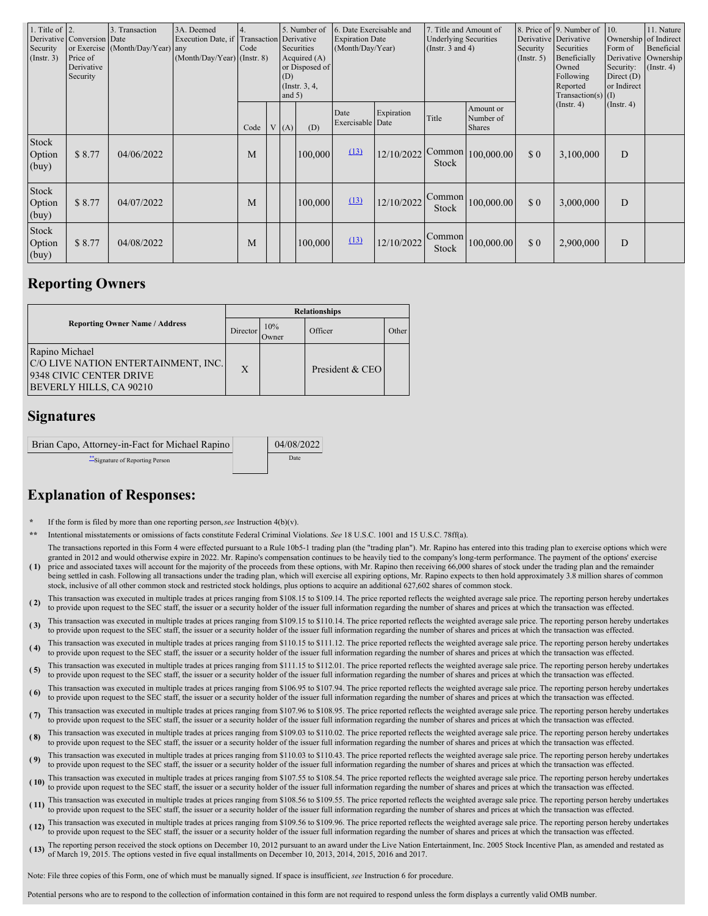| 1. Title of Derivative Security (Instr. 3) | 2. Conversion or Exercise Price of Derivative Security | 3. Transaction Date (Month/Day/Year) | 3A. Deemed Execution Date, if any (Month/Day/Year) | 4. Transaction Code (Instr. 8) | | 5. Number of Derivative Securities Acquired (A) or Disposed of (D) (Instr. 3, 4, and 5) | | 6. Date Exercisable and Expiration Date (Month/Day/Year) | | 7. Title and Amount of Underlying Securities (Instr. 3 and 4) | | 8. Price of Derivative Security (Instr. 5) | 9. Number of Derivative Securities Beneficially Owned Following Reported Transaction(s) (Instr. 4) | 10. Ownership Form of Derivative Security: Direct (D) or Indirect (I) (Instr. 4) | 11. Nature of Indirect Beneficial Ownership (Instr. 4) |
|---|---|---|---|---|---|---|---|---|---|---|---|---|---|---|---|
| | | | | Code | V | (A) | (D) | Date Exercisable | Expiration Date | Title | Amount or Number of Shares | | | | |
| Stock Option (buy) | $ 8.77 | 04/06/2022 | | M | | | 100,000 | (13) | 12/10/2022 | Common Stock | 100,000.00 | $ 0 | 3,100,000 | D | |
| Stock Option (buy) | $ 8.77 | 04/07/2022 | | M | | | 100,000 | (13) | 12/10/2022 | Common Stock | 100,000.00 | $ 0 | 3,000,000 | D | |
| Stock Option (buy) | $ 8.77 | 04/08/2022 | | M | | | 100,000 | (13) | 12/10/2022 | Common Stock | 100,000.00 | $ 0 | 2,900,000 | D | |

## Reporting Owners

| Reporting Owner Name / Address | Relationships | | | |
|---|---|---|---|---|
| | Director | 10% Owner | Officer | Other |
| Rapino Michael<br>C/O LIVE NATION ENTERTAINMENT, INC.<br>9348 CIVIC CENTER DRIVE<br>BEVERLY HILLS, CA 90210 | X | | President & CEO | |

## Signatures

| | |
|---|---|
| Brian Capo, Attorney-in-Fact for Michael Rapino | 04/08/2022 |
| **Signature of Reporting Person | Date |

## Explanation of Responses:

* If the form is filed by more than one reporting person, *see* Instruction 4(b)(v).

** Intentional misstatements or omissions of facts constitute Federal Criminal Violations. *See* 18 U.S.C. 1001 and 15 U.S.C. 78ff(a).

( 1) The transactions reported in this Form 4 were effected pursuant to a Rule 10b5-1 trading plan (the "trading plan"). Mr. Rapino has entered into this trading plan to exercise options which were granted in 2012 and would otherwise expire in 2022. Mr. Rapino's compensation continues to be heavily tied to the company's long-term performance. The payment of the options' exercise price and associated taxes will account for the majority of the proceeds from these options, with Mr. Rapino then receiving 66,000 shares of stock under the trading plan and the remainder being settled in cash. Following all transactions under the trading plan, which will exercise all expiring options, Mr. Rapino expects to then hold approximately 3.8 million shares of common stock, inclusive of all other common stock and restricted stock holdings, plus options to acquire an additional 627,602 shares of common stock.

( 2) This transaction was executed in multiple trades at prices ranging from $108.15 to $109.14. The price reported reflects the weighted average sale price. The reporting person hereby undertakes to provide upon request to the SEC staff, the issuer or a security holder of the issuer full information regarding the number of shares and prices at which the transaction was effected.

( 3) This transaction was executed in multiple trades at prices ranging from $109.15 to $110.14. The price reported reflects the weighted average sale price. The reporting person hereby undertakes to provide upon request to the SEC staff, the issuer or a security holder of the issuer full information regarding the number of shares and prices at which the transaction was effected.

( 4) This transaction was executed in multiple trades at prices ranging from $110.15 to $111.12. The price reported reflects the weighted average sale price. The reporting person hereby undertakes to provide upon request to the SEC staff, the issuer or a security holder of the issuer full information regarding the number of shares and prices at which the transaction was effected.

( 5) This transaction was executed in multiple trades at prices ranging from $111.15 to $112.01. The price reported reflects the weighted average sale price. The reporting person hereby undertakes to provide upon request to the SEC staff, the issuer or a security holder of the issuer full information regarding the number of shares and prices at which the transaction was effected.

( 6) This transaction was executed in multiple trades at prices ranging from $106.95 to $107.94. The price reported reflects the weighted average sale price. The reporting person hereby undertakes to provide upon request to the SEC staff, the issuer or a security holder of the issuer full information regarding the number of shares and prices at which the transaction was effected.

( 7) This transaction was executed in multiple trades at prices ranging from $107.96 to $108.95. The price reported reflects the weighted average sale price. The reporting person hereby undertakes to provide upon request to the SEC staff, the issuer or a security holder of the issuer full information regarding the number of shares and prices at which the transaction was effected.

( 8) This transaction was executed in multiple trades at prices ranging from $109.03 to $110.02. The price reported reflects the weighted average sale price. The reporting person hereby undertakes to provide upon request to the SEC staff, the issuer or a security holder of the issuer full information regarding the number of shares and prices at which the transaction was effected.

( 9) This transaction was executed in multiple trades at prices ranging from $110.03 to $110.43. The price reported reflects the weighted average sale price. The reporting person hereby undertakes to provide upon request to the SEC staff, the issuer or a security holder of the issuer full information regarding the number of shares and prices at which the transaction was effected.

( 10) This transaction was executed in multiple trades at prices ranging from $107.55 to $108.54. The price reported reflects the weighted average sale price. The reporting person hereby undertakes to provide upon request to the SEC staff, the issuer or a security holder of the issuer full information regarding the number of shares and prices at which the transaction was effected.

( 11) This transaction was executed in multiple trades at prices ranging from $108.56 to $109.55. The price reported reflects the weighted average sale price. The reporting person hereby undertakes to provide upon request to the SEC staff, the issuer or a security holder of the issuer full information regarding the number of shares and prices at which the transaction was effected.

( 12) This transaction was executed in multiple trades at prices ranging from $109.56 to $109.96. The price reported reflects the weighted average sale price. The reporting person hereby undertakes to provide upon request to the SEC staff, the issuer or a security holder of the issuer full information regarding the number of shares and prices at which the transaction was effected.

( 13) The reporting person received the stock options on December 10, 2012 pursuant to an award under the Live Nation Entertainment, Inc. 2005 Stock Incentive Plan, as amended and restated as of March 19, 2015. The options vested in five equal installments on December 10, 2013, 2014, 2015, 2016 and 2017.

Note: File three copies of this Form, one of which must be manually signed. If space is insufficient, *see* Instruction 6 for procedure.

Potential persons who are to respond to the collection of information contained in this form are not required to respond unless the form displays a currently valid OMB number.